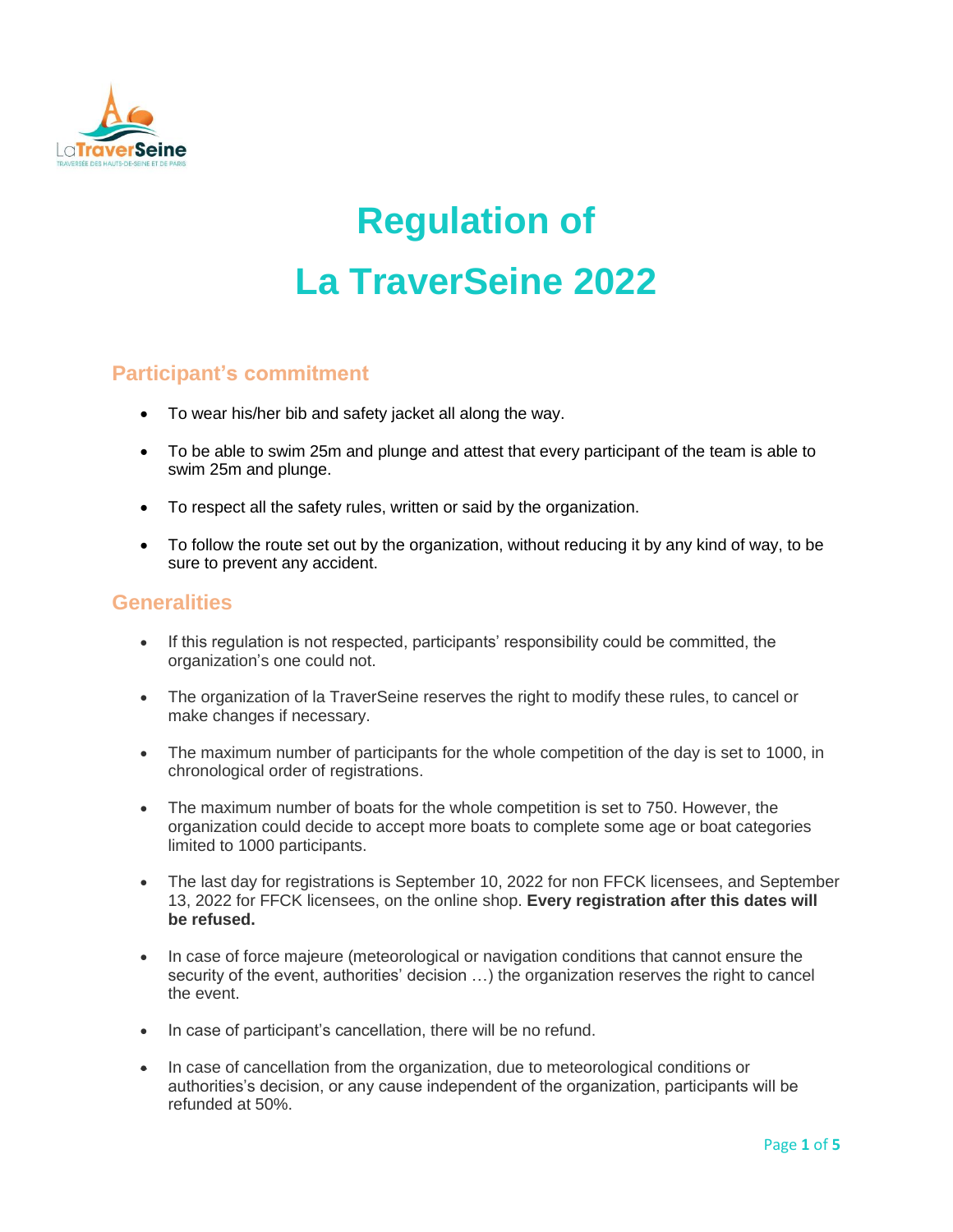# Regulation of
# La TraverSeine 2022

## Participant's commitment

- To wear his/her bib and safety jacket all along the way.
- To be able to swim 25m and plunge and attest that every participant of the team is able to swim 25m and plunge.
- To respect all the safety rules, written or said by the organization.
- To follow the route set out by the organization, without reducing it by any kind of way, to be sure to prevent any accident.

## Generalities

- If this regulation is not respected, participants' responsibility could be committed, the organization's one could not.
- The organization of la TraverSeine reserves the right to modify these rules, to cancel or make changes if necessary.
- The maximum number of participants for the whole competition of the day is set to 1000, in chronological order of registrations.
- The maximum number of boats for the whole competition is set to 750. However, the organization could decide to accept more boats to complete some age or boat categories limited to 1000 participants.
- The last day for registrations is September 10, 2022 for non FFCK licensees, and September 13, 2022 for FFCK licensees, on the online shop. **Every registration after this dates will be refused.**
- In case of force majeure (meteorological or navigation conditions that cannot ensure the security of the event, authorities' decision …) the organization reserves the right to cancel the event.
- In case of participant's cancellation, there will be no refund.
- In case of cancellation from the organization, due to meteorological conditions or authorities's decision, or any cause independent of the organization, participants will be refunded at 50%.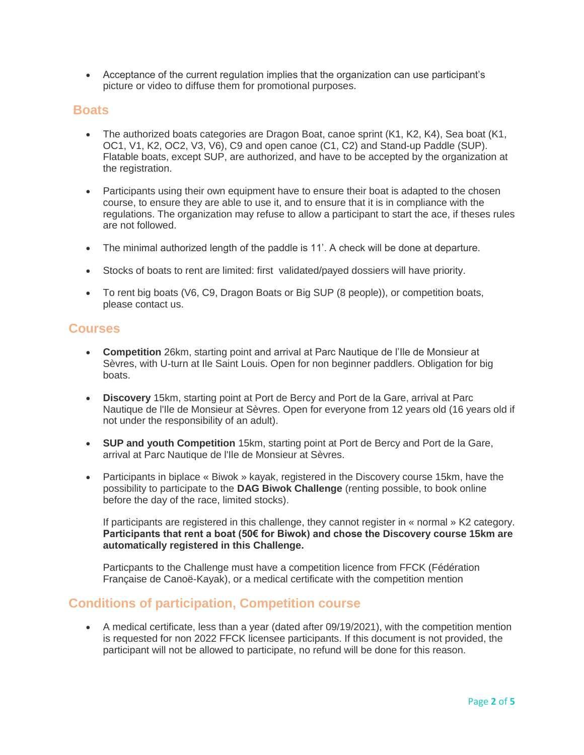- Acceptance of the current regulation implies that the organization can use participant's picture or video to diffuse them for promotional purposes.

## Boats

- The authorized boats categories are Dragon Boat, canoe sprint (K1, K2, K4), Sea boat (K1, OC1, V1, K2, OC2, V3, V6), C9 and open canoe (C1, C2) and Stand-up Paddle (SUP). Flatable boats, except SUP, are authorized, and have to be accepted by the organization at the registration.

- Participants using their own equipment have to ensure their boat is adapted to the chosen course, to ensure they are able to use it, and to ensure that it is in compliance with the regulations. The organization may refuse to allow a participant to start the ace, if theses rules are not followed.

- The minimal authorized length of the paddle is 11'. A check will be done at departure.

- Stocks of boats to rent are limited: first validated/payed dossiers will have priority.

- To rent big boats (V6, C9, Dragon Boats or Big SUP (8 people)), or competition boats, please contact us.

## Courses

- **Competition** 26km, starting point and arrival at Parc Nautique de l'Ile de Monsieur at Sèvres, with U-turn at Ile Saint Louis. Open for non beginner paddlers. Obligation for big boats.

- **Discovery** 15km, starting point at Port de Bercy and Port de la Gare, arrival at Parc Nautique de l'Ile de Monsieur at Sèvres. Open for everyone from 12 years old (16 years old if not under the responsibility of an adult).

- **SUP and youth Competition** 15km, starting point at Port de Bercy and Port de la Gare, arrival at Parc Nautique de l'Ile de Monsieur at Sèvres.

- Participants in biplace « Biwok » kayak, registered in the Discovery course 15km, have the possibility to participate to the **DAG Biwok Challenge** (renting possible, to book online before the day of the race, limited stocks).

  If participants are registered in this challenge, they cannot register in « normal » K2 category. **Participants that rent a boat (50€ for Biwok) and chose the Discovery course 15km are automatically registered in this Challenge.**

  Particpants to the Challenge must have a competition licence from FFCK (Fédération Française de Canoë-Kayak), or a medical certificate with the competition mention

## Conditions of participation, Competition course

- A medical certificate, less than a year (dated after 09/19/2021), with the competition mention is requested for non 2022 FFCK licensee participants. If this document is not provided, the participant will not be allowed to participate, no refund will be done for this reason.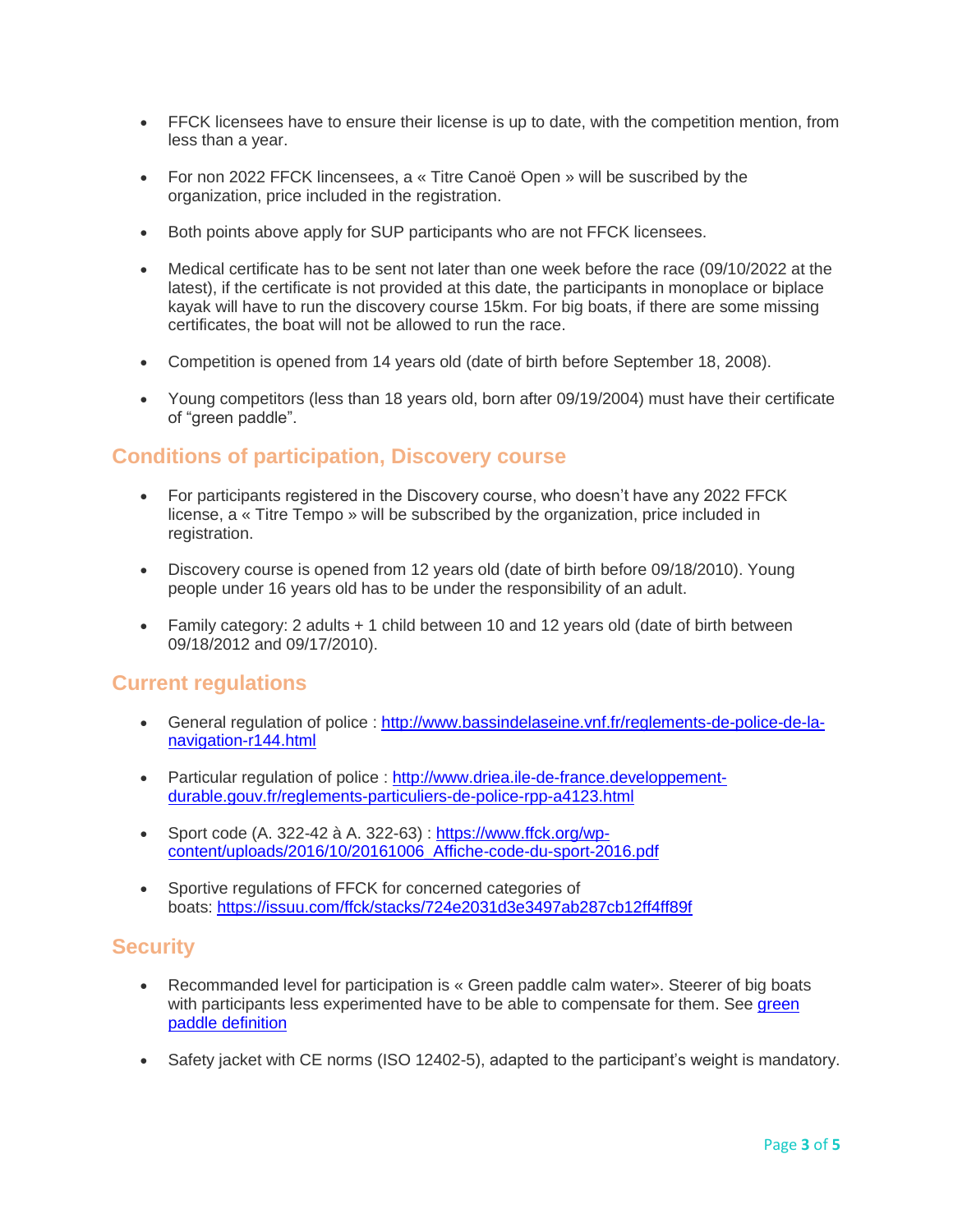- FFCK licensees have to ensure their license is up to date, with the competition mention, from less than a year.

- For non 2022 FFCK lincensees, a « Titre Canoë Open » will be suscribed by the organization, price included in the registration.

- Both points above apply for SUP participants who are not FFCK licensees.

- Medical certificate has to be sent not later than one week before the race (09/10/2022 at the latest), if the certificate is not provided at this date, the participants in monoplace or biplace kayak will have to run the discovery course 15km. For big boats, if there are some missing certificates, the boat will not be allowed to run the race.

- Competition is opened from 14 years old (date of birth before September 18, 2008).

- Young competitors (less than 18 years old, born after 09/19/2004) must have their certificate of "green paddle".

## Conditions of participation, Discovery course

- For participants registered in the Discovery course, who doesn't have any 2022 FFCK license, a « Titre Tempo » will be subscribed by the organization, price included in registration.

- Discovery course is opened from 12 years old (date of birth before 09/18/2010). Young people under 16 years old has to be under the responsibility of an adult.

- Family category: 2 adults + 1 child between 10 and 12 years old (date of birth between 09/18/2012 and 09/17/2010).

## Current regulations

- General regulation of police : [http://www.bassindelaseine.vnf.fr/reglements-de-police-de-la-navigation-r144.html](http://www.bassindelaseine.vnf.fr/reglements-de-police-de-la-navigation-r144.html)

- Particular regulation of police : [http://www.driea.ile-de-france.developpement-durable.gouv.fr/reglements-particuliers-de-police-rpp-a4123.html](http://www.driea.ile-de-france.developpement-durable.gouv.fr/reglements-particuliers-de-police-rpp-a4123.html)

- Sport code (A. 322-42 à A. 322-63) : [https://www.ffck.org/wp-content/uploads/2016/10/20161006_Affiche-code-du-sport-2016.pdf](https://www.ffck.org/wp-content/uploads/2016/10/20161006_Affiche-code-du-sport-2016.pdf)

- Sportive regulations of FFCK for concerned categories of boats: [https://issuu.com/ffck/stacks/724e2031d3e3497ab287cb12ff4ff89f](https://issuu.com/ffck/stacks/724e2031d3e3497ab287cb12ff4ff89f)

## Security

- Recommanded level for participation is « Green paddle calm water». Steerer of big boats with participants less experimented have to be able to compensate for them. See green paddle definition

- Safety jacket with CE norms (ISO 12402-5), adapted to the participant's weight is mandatory.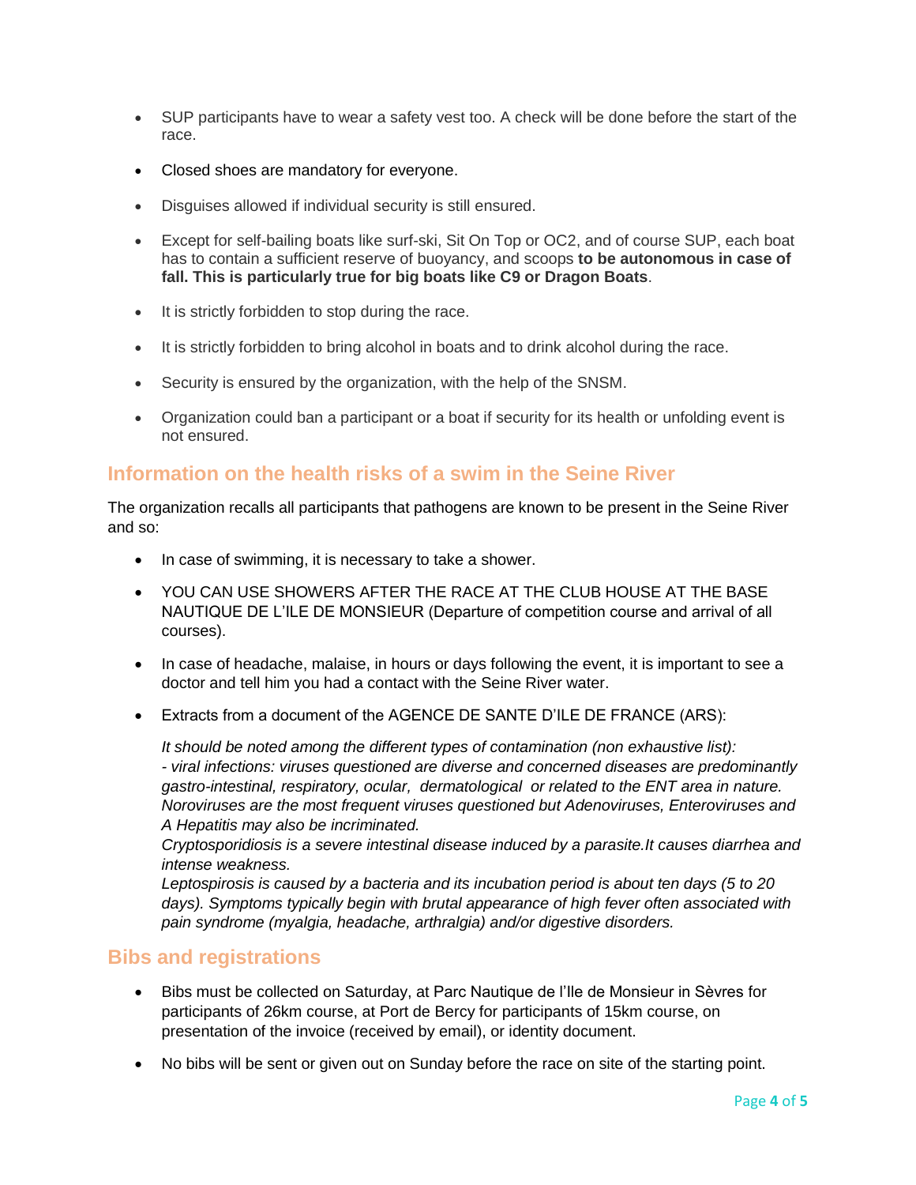- SUP participants have to wear a safety vest too. A check will be done before the start of the race.
- Closed shoes are mandatory for everyone.
- Disguises allowed if individual security is still ensured.
- Except for self-bailing boats like surf-ski, Sit On Top or OC2, and of course SUP, each boat has to contain a sufficient reserve of buoyancy, and scoops **to be autonomous in case of fall. This is particularly true for big boats like C9 or Dragon Boats**.
- It is strictly forbidden to stop during the race.
- It is strictly forbidden to bring alcohol in boats and to drink alcohol during the race.
- Security is ensured by the organization, with the help of the SNSM.
- Organization could ban a participant or a boat if security for its health or unfolding event is not ensured.

## Information on the health risks of a swim in the Seine River

The organization recalls all participants that pathogens are known to be present in the Seine River and so:

- In case of swimming, it is necessary to take a shower.
- YOU CAN USE SHOWERS AFTER THE RACE AT THE CLUB HOUSE AT THE BASE NAUTIQUE DE L'ILE DE MONSIEUR (Departure of competition course and arrival of all courses).
- In case of headache, malaise, in hours or days following the event, it is important to see a doctor and tell him you had a contact with the Seine River water.
- Extracts from a document of the AGENCE DE SANTE D'ILE DE FRANCE (ARS):

  *It should be noted among the different types of contamination (non exhaustive list):*
  *- viral infections: viruses questioned are diverse and concerned diseases are predominantly gastro-intestinal, respiratory, ocular, dermatological or related to the ENT area in nature. Noroviruses are the most frequent viruses questioned but Adenoviruses, Enteroviruses and A Hepatitis may also be incriminated.*
  *Cryptosporidiosis is a severe intestinal disease induced by a parasite.It causes diarrhea and intense weakness.*
  *Leptospirosis is caused by a bacteria and its incubation period is about ten days (5 to 20 days). Symptoms typically begin with brutal appearance of high fever often associated with pain syndrome (myalgia, headache, arthralgia) and/or digestive disorders.*

## Bibs and registrations

- Bibs must be collected on Saturday, at Parc Nautique de l'Ile de Monsieur in Sèvres for participants of 26km course, at Port de Bercy for participants of 15km course, on presentation of the invoice (received by email), or identity document.
- No bibs will be sent or given out on Sunday before the race on site of the starting point.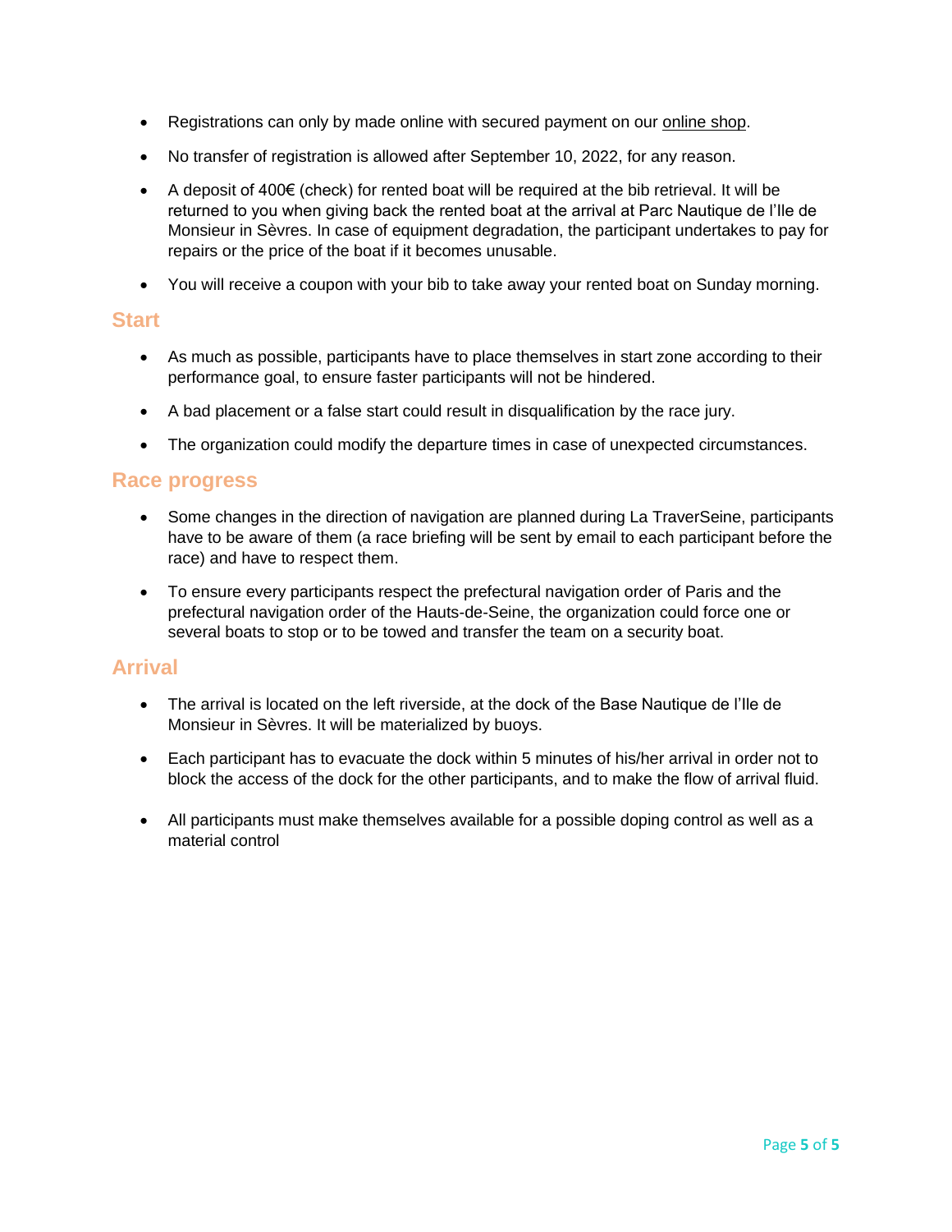- Registrations can only by made online with secured payment on our online shop.
- No transfer of registration is allowed after September 10, 2022, for any reason.
- A deposit of 400€ (check) for rented boat will be required at the bib retrieval. It will be returned to you when giving back the rented boat at the arrival at Parc Nautique de l'Ile de Monsieur in Sèvres. In case of equipment degradation, the participant undertakes to pay for repairs or the price of the boat if it becomes unusable.
- You will receive a coupon with your bib to take away your rented boat on Sunday morning.

## Start

- As much as possible, participants have to place themselves in start zone according to their performance goal, to ensure faster participants will not be hindered.
- A bad placement or a false start could result in disqualification by the race jury.
- The organization could modify the departure times in case of unexpected circumstances.

## Race progress

- Some changes in the direction of navigation are planned during La TraverSeine, participants have to be aware of them (a race briefing will be sent by email to each participant before the race) and have to respect them.
- To ensure every participants respect the prefectural navigation order of Paris and the prefectural navigation order of the Hauts-de-Seine, the organization could force one or several boats to stop or to be towed and transfer the team on a security boat.

## Arrival

- The arrival is located on the left riverside, at the dock of the Base Nautique de l'Ile de Monsieur in Sèvres. It will be materialized by buoys.
- Each participant has to evacuate the dock within 5 minutes of his/her arrival in order not to block the access of the dock for the other participants, and to make the flow of arrival fluid.
- All participants must make themselves available for a possible doping control as well as a material control